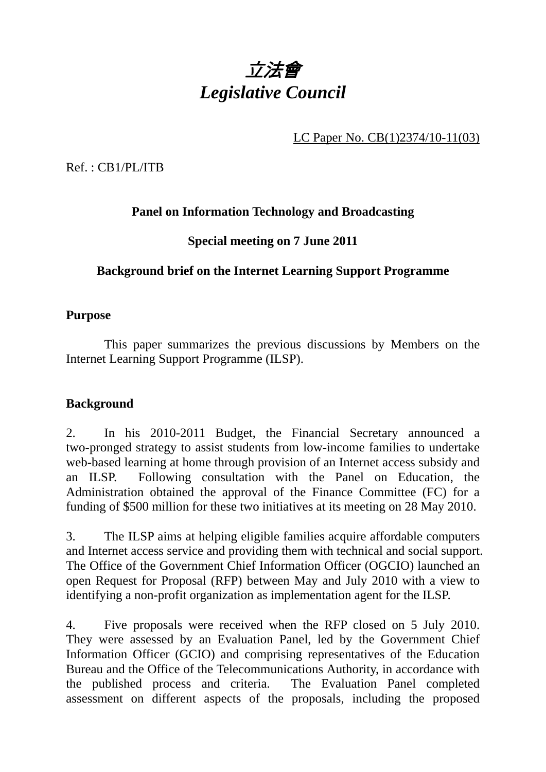# *立法會*
# *Legislative Council*

LC Paper No. CB(1)2374/10-11(03)

Ref. : CB1/PL/ITB

**Panel on Information Technology and Broadcasting**

**Special meeting on 7 June 2011**

**Background brief on the Internet Learning Support Programme**

**Purpose**

This paper summarizes the previous discussions by Members on the Internet Learning Support Programme (ILSP).

**Background**

2. In his 2010-2011 Budget, the Financial Secretary announced a two-pronged strategy to assist students from low-income families to undertake web-based learning at home through provision of an Internet access subsidy and an ILSP. Following consultation with the Panel on Education, the Administration obtained the approval of the Finance Committee (FC) for a funding of $500 million for these two initiatives at its meeting on 28 May 2010.

3. The ILSP aims at helping eligible families acquire affordable computers and Internet access service and providing them with technical and social support. The Office of the Government Chief Information Officer (OGCIO) launched an open Request for Proposal (RFP) between May and July 2010 with a view to identifying a non-profit organization as implementation agent for the ILSP.

4. Five proposals were received when the RFP closed on 5 July 2010. They were assessed by an Evaluation Panel, led by the Government Chief Information Officer (GCIO) and comprising representatives of the Education Bureau and the Office of the Telecommunications Authority, in accordance with the published process and criteria. The Evaluation Panel completed assessment on different aspects of the proposals, including the proposed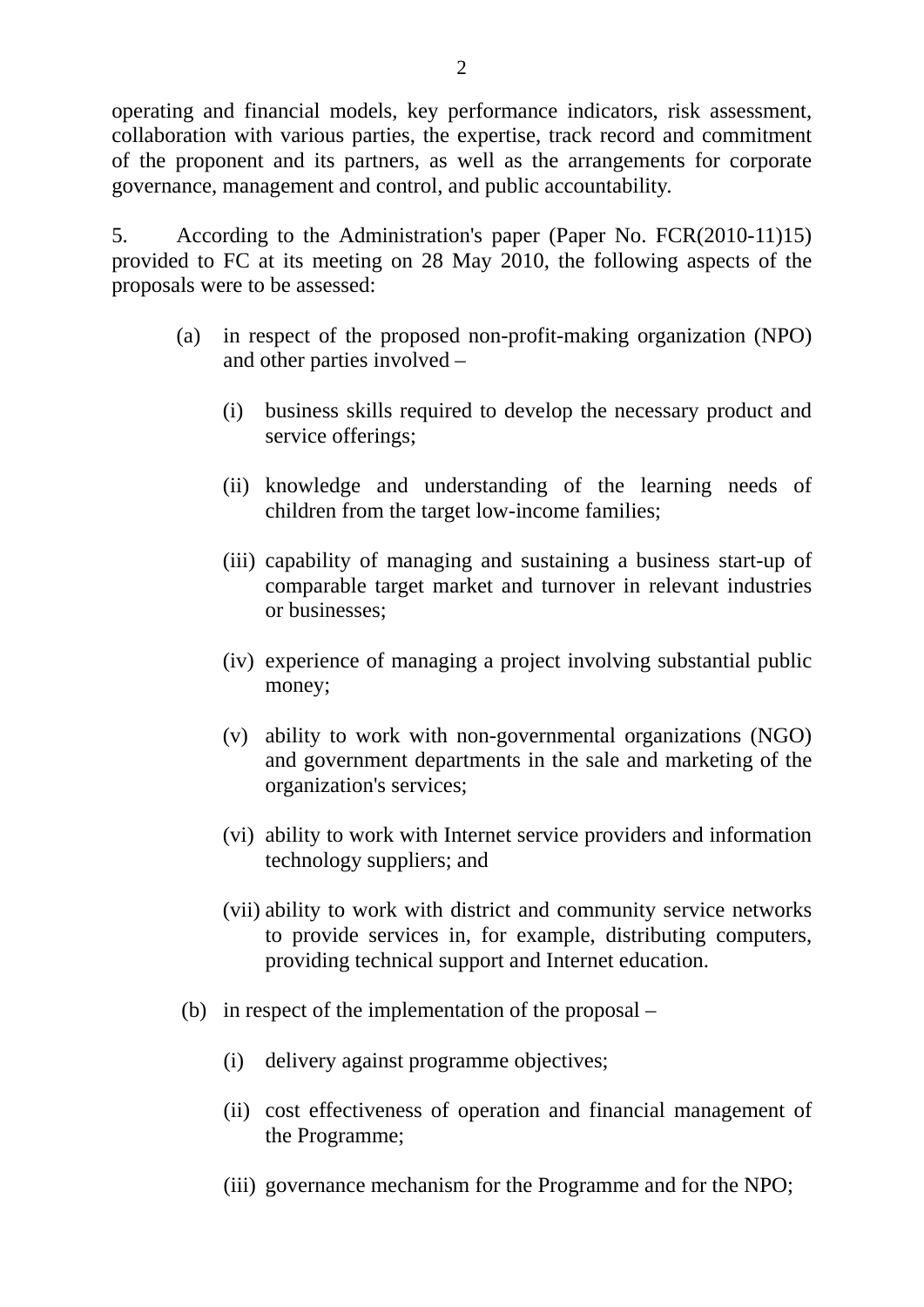operating and financial models, key performance indicators, risk assessment, collaboration with various parties, the expertise, track record and commitment of the proponent and its partners, as well as the arrangements for corporate governance, management and control, and public accountability.

5. According to the Administration's paper (Paper No. FCR(2010-11)15) provided to FC at its meeting on 28 May 2010, the following aspects of the proposals were to be assessed:

(a) in respect of the proposed non-profit-making organization (NPO) and other parties involved –

  (i) business skills required to develop the necessary product and service offerings;

  (ii) knowledge and understanding of the learning needs of children from the target low-income families;

  (iii) capability of managing and sustaining a business start-up of comparable target market and turnover in relevant industries or businesses;

  (iv) experience of managing a project involving substantial public money;

  (v) ability to work with non-governmental organizations (NGO) and government departments in the sale and marketing of the organization's services;

  (vi) ability to work with Internet service providers and information technology suppliers; and

  (vii) ability to work with district and community service networks to provide services in, for example, distributing computers, providing technical support and Internet education.

(b) in respect of the implementation of the proposal –

  (i) delivery against programme objectives;

  (ii) cost effectiveness of operation and financial management of the Programme;

  (iii) governance mechanism for the Programme and for the NPO;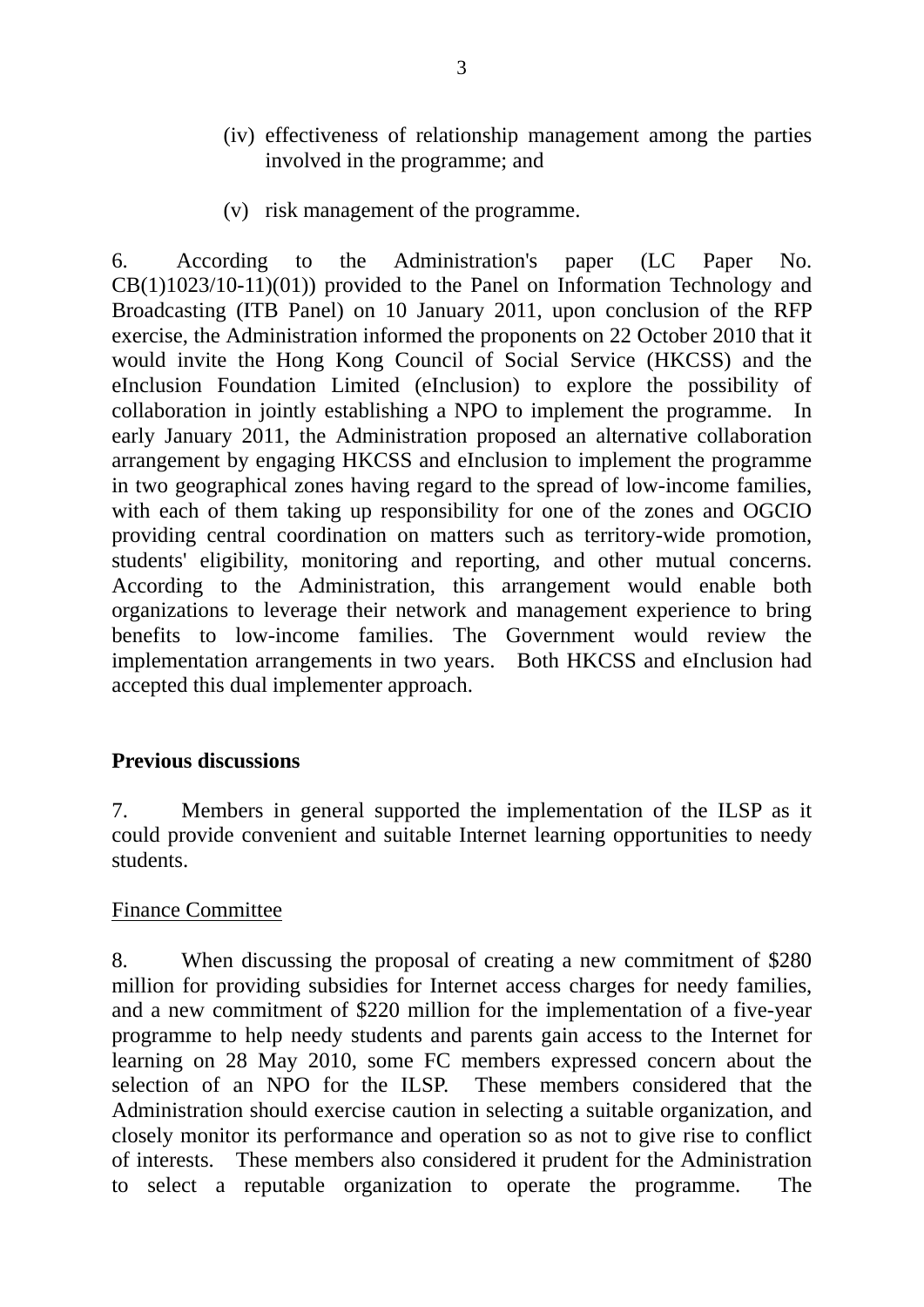(iv) effectiveness of relationship management among the parties involved in the programme; and

(v) risk management of the programme.

6. According to the Administration's paper (LC Paper No. CB(1)1023/10-11)(01)) provided to the Panel on Information Technology and Broadcasting (ITB Panel) on 10 January 2011, upon conclusion of the RFP exercise, the Administration informed the proponents on 22 October 2010 that it would invite the Hong Kong Council of Social Service (HKCSS) and the eInclusion Foundation Limited (eInclusion) to explore the possibility of collaboration in jointly establishing a NPO to implement the programme. In early January 2011, the Administration proposed an alternative collaboration arrangement by engaging HKCSS and eInclusion to implement the programme in two geographical zones having regard to the spread of low-income families, with each of them taking up responsibility for one of the zones and OGCIO providing central coordination on matters such as territory-wide promotion, students' eligibility, monitoring and reporting, and other mutual concerns. According to the Administration, this arrangement would enable both organizations to leverage their network and management experience to bring benefits to low-income families. The Government would review the implementation arrangements in two years. Both HKCSS and eInclusion had accepted this dual implementer approach.

**Previous discussions**

7. Members in general supported the implementation of the ILSP as it could provide convenient and suitable Internet learning opportunities to needy students.

Finance Committee

8. When discussing the proposal of creating a new commitment of $280 million for providing subsidies for Internet access charges for needy families, and a new commitment of $220 million for the implementation of a five-year programme to help needy students and parents gain access to the Internet for learning on 28 May 2010, some FC members expressed concern about the selection of an NPO for the ILSP. These members considered that the Administration should exercise caution in selecting a suitable organization, and closely monitor its performance and operation so as not to give rise to conflict of interests. These members also considered it prudent for the Administration to select a reputable organization to operate the programme. The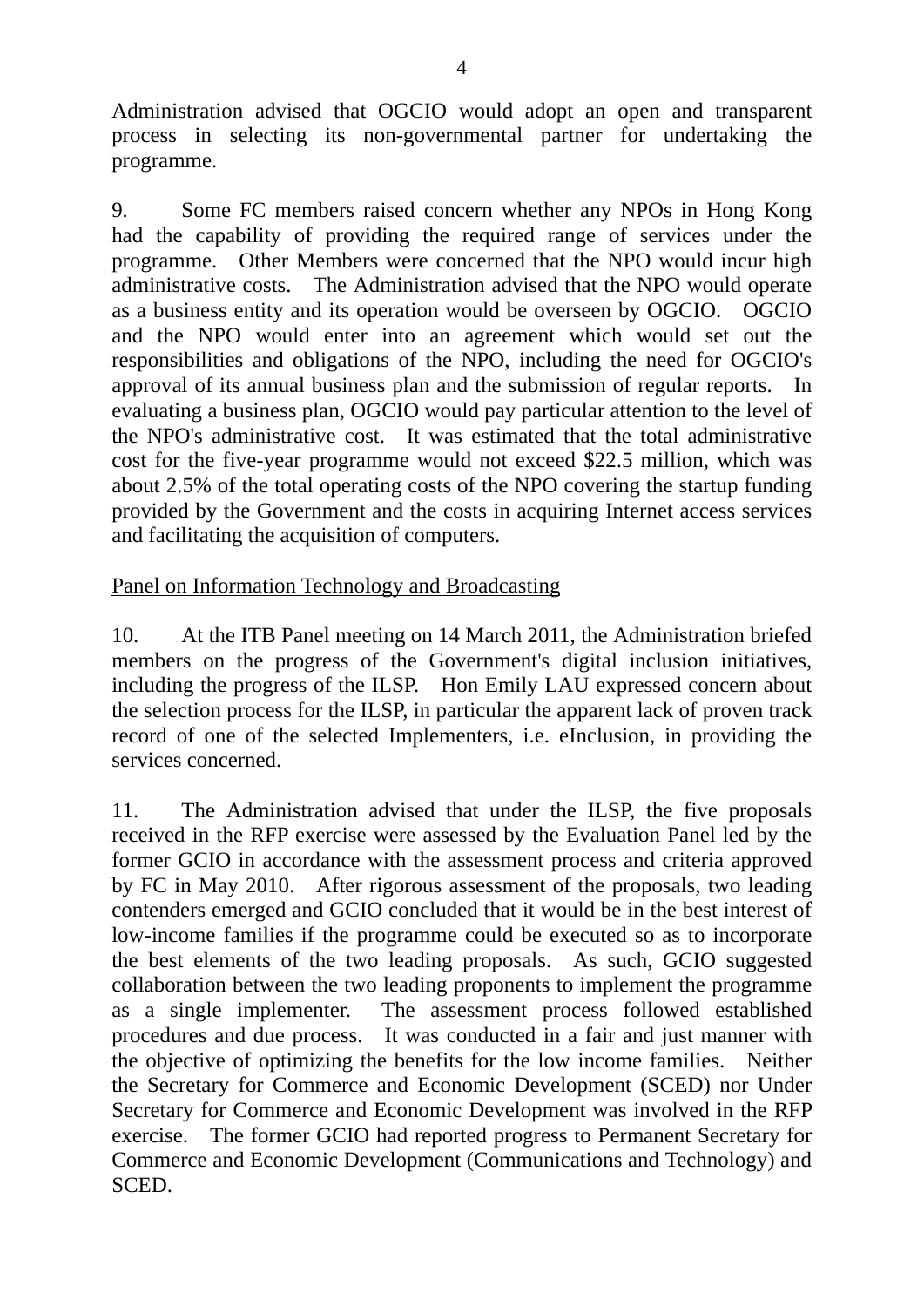Administration advised that OGCIO would adopt an open and transparent process in selecting its non-governmental partner for undertaking the programme.

9. Some FC members raised concern whether any NPOs in Hong Kong had the capability of providing the required range of services under the programme. Other Members were concerned that the NPO would incur high administrative costs. The Administration advised that the NPO would operate as a business entity and its operation would be overseen by OGCIO. OGCIO and the NPO would enter into an agreement which would set out the responsibilities and obligations of the NPO, including the need for OGCIO's approval of its annual business plan and the submission of regular reports. In evaluating a business plan, OGCIO would pay particular attention to the level of the NPO's administrative cost. It was estimated that the total administrative cost for the five-year programme would not exceed $22.5 million, which was about 2.5% of the total operating costs of the NPO covering the startup funding provided by the Government and the costs in acquiring Internet access services and facilitating the acquisition of computers.

<u>Panel on Information Technology and Broadcasting</u>

10. At the ITB Panel meeting on 14 March 2011, the Administration briefed members on the progress of the Government's digital inclusion initiatives, including the progress of the ILSP. Hon Emily LAU expressed concern about the selection process for the ILSP, in particular the apparent lack of proven track record of one of the selected Implementers, i.e. eInclusion, in providing the services concerned.

11. The Administration advised that under the ILSP, the five proposals received in the RFP exercise were assessed by the Evaluation Panel led by the former GCIO in accordance with the assessment process and criteria approved by FC in May 2010. After rigorous assessment of the proposals, two leading contenders emerged and GCIO concluded that it would be in the best interest of low-income families if the programme could be executed so as to incorporate the best elements of the two leading proposals. As such, GCIO suggested collaboration between the two leading proponents to implement the programme as a single implementer. The assessment process followed established procedures and due process. It was conducted in a fair and just manner with the objective of optimizing the benefits for the low income families. Neither the Secretary for Commerce and Economic Development (SCED) nor Under Secretary for Commerce and Economic Development was involved in the RFP exercise. The former GCIO had reported progress to Permanent Secretary for Commerce and Economic Development (Communications and Technology) and SCED.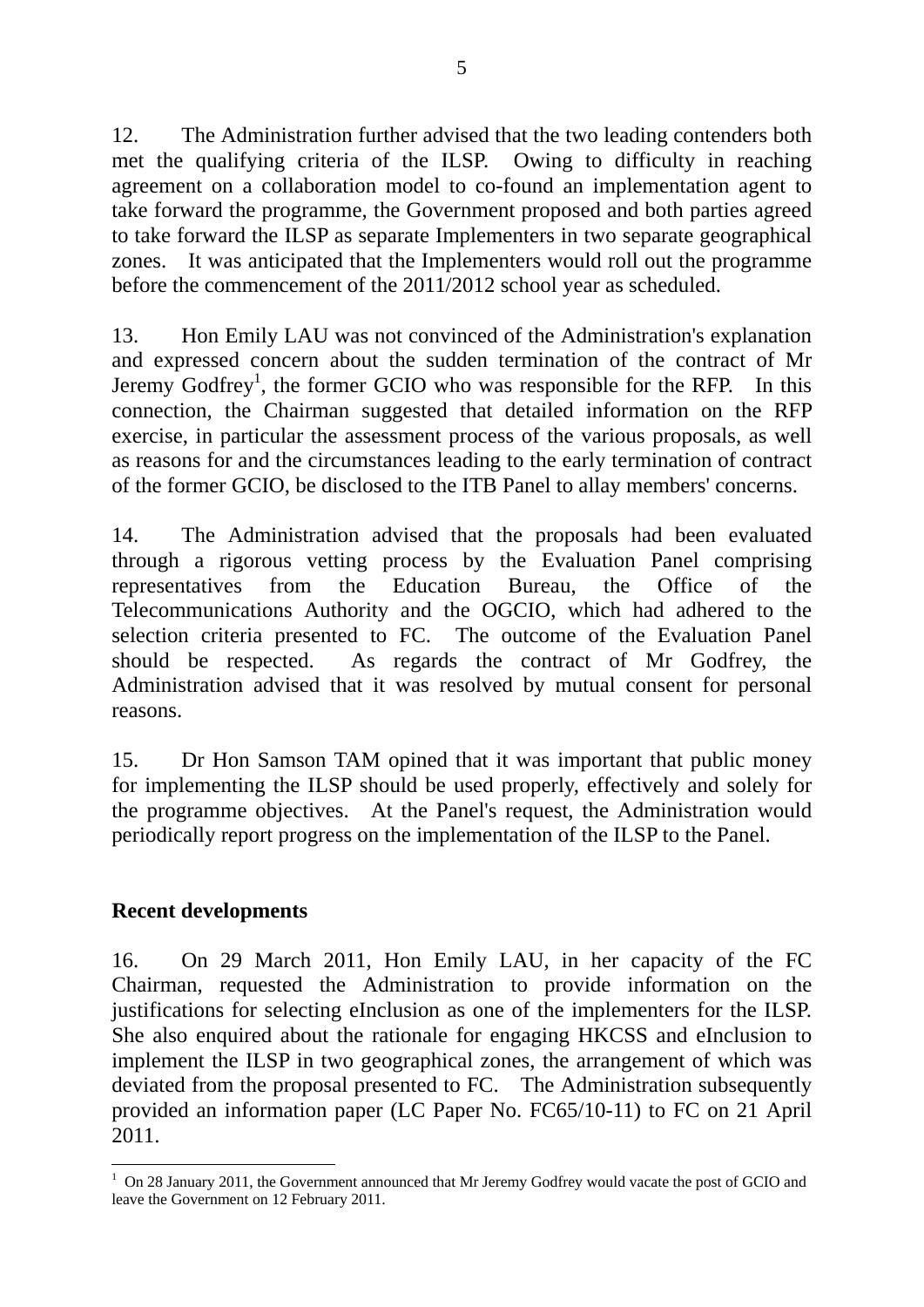12. The Administration further advised that the two leading contenders both met the qualifying criteria of the ILSP. Owing to difficulty in reaching agreement on a collaboration model to co-found an implementation agent to take forward the programme, the Government proposed and both parties agreed to take forward the ILSP as separate Implementers in two separate geographical zones. It was anticipated that the Implementers would roll out the programme before the commencement of the 2011/2012 school year as scheduled.

13. Hon Emily LAU was not convinced of the Administration's explanation and expressed concern about the sudden termination of the contract of Mr Jeremy Godfrey[1], the former GCIO who was responsible for the RFP. In this connection, the Chairman suggested that detailed information on the RFP exercise, in particular the assessment process of the various proposals, as well as reasons for and the circumstances leading to the early termination of contract of the former GCIO, be disclosed to the ITB Panel to allay members' concerns.

14. The Administration advised that the proposals had been evaluated through a rigorous vetting process by the Evaluation Panel comprising representatives from the Education Bureau, the Office of the Telecommunications Authority and the OGCIO, which had adhered to the selection criteria presented to FC. The outcome of the Evaluation Panel should be respected. As regards the contract of Mr Godfrey, the Administration advised that it was resolved by mutual consent for personal reasons.

15. Dr Hon Samson TAM opined that it was important that public money for implementing the ILSP should be used properly, effectively and solely for the programme objectives. At the Panel's request, the Administration would periodically report progress on the implementation of the ILSP to the Panel.

**Recent developments**

16. On 29 March 2011, Hon Emily LAU, in her capacity of the FC Chairman, requested the Administration to provide information on the justifications for selecting eInclusion as one of the implementers for the ILSP. She also enquired about the rationale for engaging HKCSS and eInclusion to implement the ILSP in two geographical zones, the arrangement of which was deviated from the proposal presented to FC. The Administration subsequently provided an information paper (LC Paper No. FC65/10-11) to FC on 21 April 2011.

[1] On 28 January 2011, the Government announced that Mr Jeremy Godfrey would vacate the post of GCIO and leave the Government on 12 February 2011.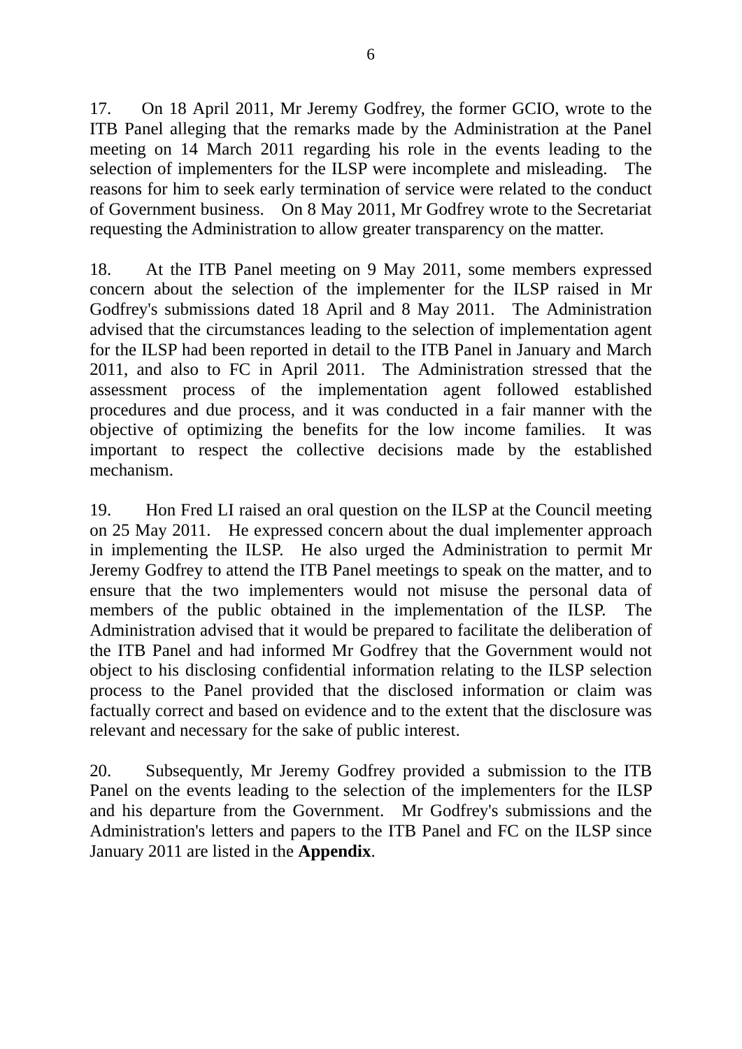17. On 18 April 2011, Mr Jeremy Godfrey, the former GCIO, wrote to the ITB Panel alleging that the remarks made by the Administration at the Panel meeting on 14 March 2011 regarding his role in the events leading to the selection of implementers for the ILSP were incomplete and misleading. The reasons for him to seek early termination of service were related to the conduct of Government business. On 8 May 2011, Mr Godfrey wrote to the Secretariat requesting the Administration to allow greater transparency on the matter.

18. At the ITB Panel meeting on 9 May 2011, some members expressed concern about the selection of the implementer for the ILSP raised in Mr Godfrey's submissions dated 18 April and 8 May 2011. The Administration advised that the circumstances leading to the selection of implementation agent for the ILSP had been reported in detail to the ITB Panel in January and March 2011, and also to FC in April 2011. The Administration stressed that the assessment process of the implementation agent followed established procedures and due process, and it was conducted in a fair manner with the objective of optimizing the benefits for the low income families. It was important to respect the collective decisions made by the established mechanism.

19. Hon Fred LI raised an oral question on the ILSP at the Council meeting on 25 May 2011. He expressed concern about the dual implementer approach in implementing the ILSP. He also urged the Administration to permit Mr Jeremy Godfrey to attend the ITB Panel meetings to speak on the matter, and to ensure that the two implementers would not misuse the personal data of members of the public obtained in the implementation of the ILSP. The Administration advised that it would be prepared to facilitate the deliberation of the ITB Panel and had informed Mr Godfrey that the Government would not object to his disclosing confidential information relating to the ILSP selection process to the Panel provided that the disclosed information or claim was factually correct and based on evidence and to the extent that the disclosure was relevant and necessary for the sake of public interest.

20. Subsequently, Mr Jeremy Godfrey provided a submission to the ITB Panel on the events leading to the selection of the implementers for the ILSP and his departure from the Government. Mr Godfrey's submissions and the Administration's letters and papers to the ITB Panel and FC on the ILSP since January 2011 are listed in the **Appendix**.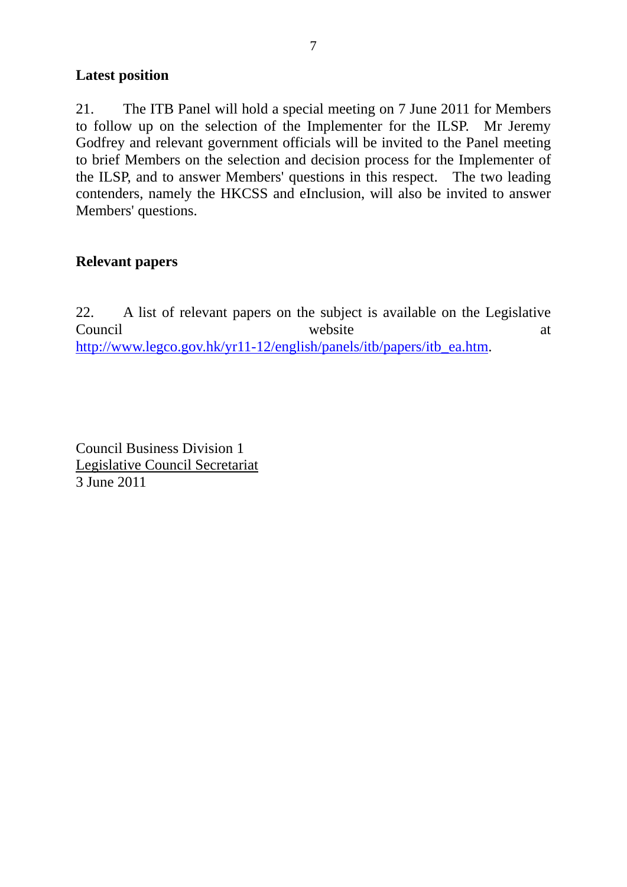**Latest position**

21. The ITB Panel will hold a special meeting on 7 June 2011 for Members to follow up on the selection of the Implementer for the ILSP. Mr Jeremy Godfrey and relevant government officials will be invited to the Panel meeting to brief Members on the selection and decision process for the Implementer of the ILSP, and to answer Members' questions in this respect. The two leading contenders, namely the HKCSS and eInclusion, will also be invited to answer Members' questions.

**Relevant papers**

22. A list of relevant papers on the subject is available on the Legislative Council website at http://www.legco.gov.hk/yr11-12/english/panels/itb/papers/itb_ea.htm.

Council Business Division 1
Legislative Council Secretariat
3 June 2011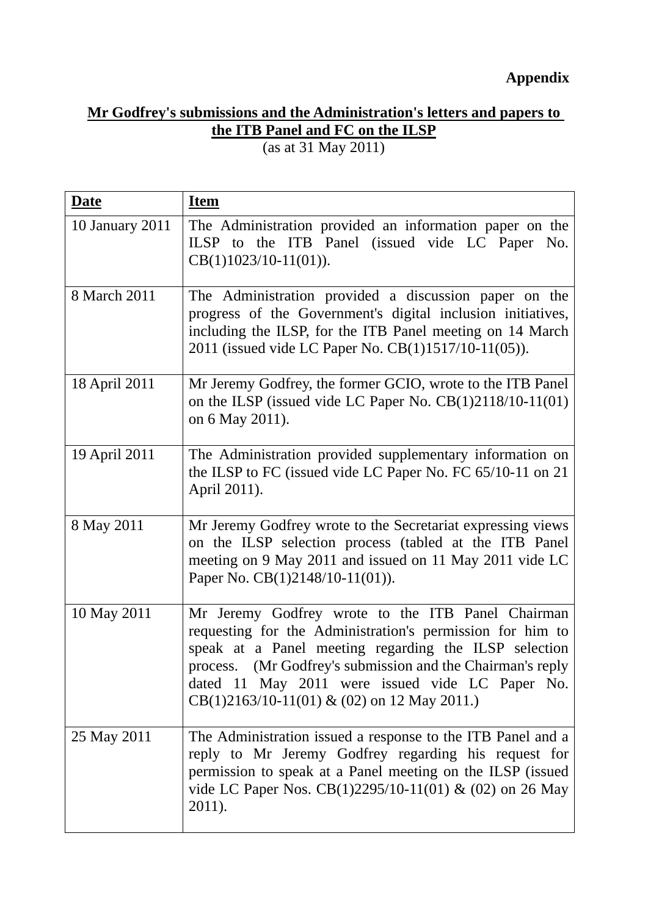**Appendix**

**Mr Godfrey's submissions and the Administration's letters and papers to the ITB Panel and FC on the ILSP**

(as at 31 May 2011)

| **Date** | **Item** |
|---|---|
| 10 January 2011 | The Administration provided an information paper on the ILSP to the ITB Panel (issued vide LC Paper No. CB(1)1023/10-11(01)). |
| 8 March 2011 | The Administration provided a discussion paper on the progress of the Government's digital inclusion initiatives, including the ILSP, for the ITB Panel meeting on 14 March 2011 (issued vide LC Paper No. CB(1)1517/10-11(05)). |
| 18 April 2011 | Mr Jeremy Godfrey, the former GCIO, wrote to the ITB Panel on the ILSP (issued vide LC Paper No. CB(1)2118/10-11(01) on 6 May 2011). |
| 19 April 2011 | The Administration provided supplementary information on the ILSP to FC (issued vide LC Paper No. FC 65/10-11 on 21 April 2011). |
| 8 May 2011 | Mr Jeremy Godfrey wrote to the Secretariat expressing views on the ILSP selection process (tabled at the ITB Panel meeting on 9 May 2011 and issued on 11 May 2011 vide LC Paper No. CB(1)2148/10-11(01)). |
| 10 May 2011 | Mr Jeremy Godfrey wrote to the ITB Panel Chairman requesting for the Administration's permission for him to speak at a Panel meeting regarding the ILSP selection process. (Mr Godfrey's submission and the Chairman's reply dated 11 May 2011 were issued vide LC Paper No. CB(1)2163/10-11(01) & (02) on 12 May 2011.) |
| 25 May 2011 | The Administration issued a response to the ITB Panel and a reply to Mr Jeremy Godfrey regarding his request for permission to speak at a Panel meeting on the ILSP (issued vide LC Paper Nos. CB(1)2295/10-11(01) & (02) on 26 May 2011). |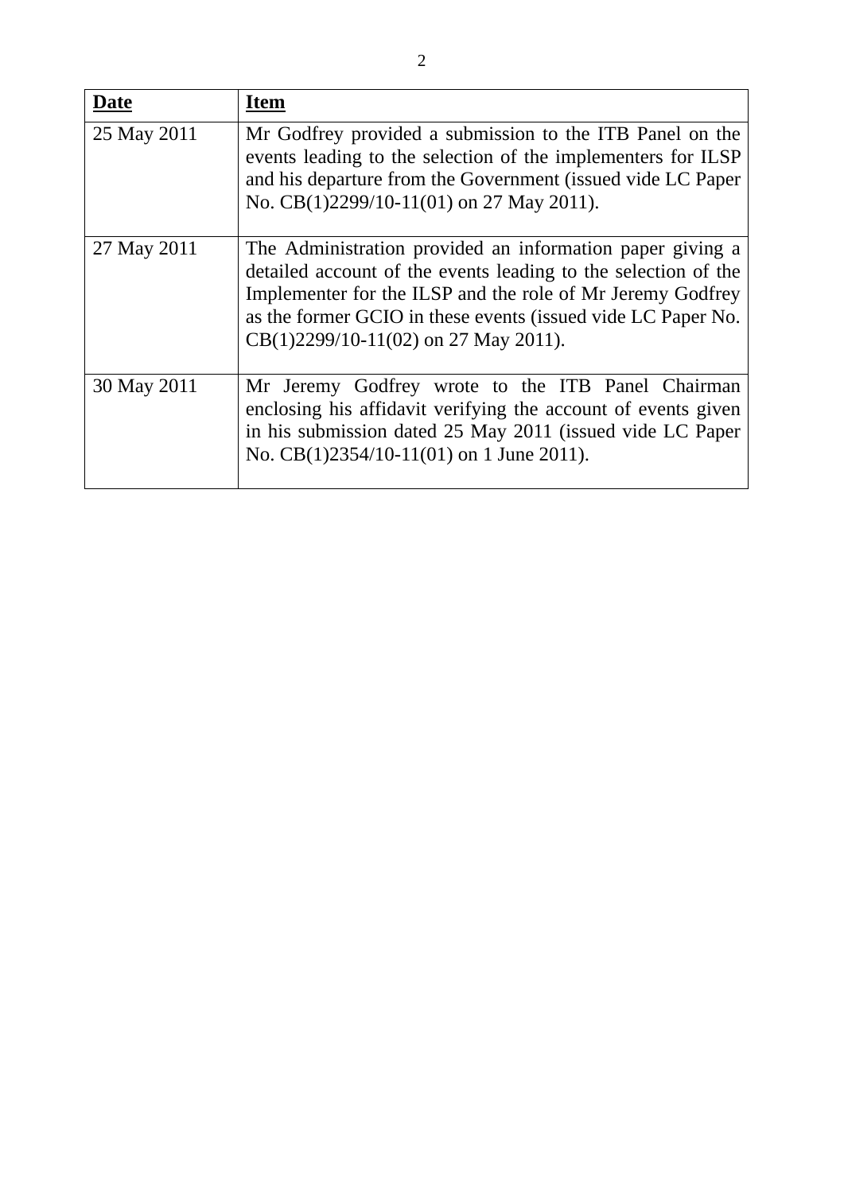| **Date** | **Item** |
|---|---|
| 25 May 2011 | Mr Godfrey provided a submission to the ITB Panel on the events leading to the selection of the implementers for ILSP and his departure from the Government (issued vide LC Paper No. CB(1)2299/10-11(01) on 27 May 2011). |
| 27 May 2011 | The Administration provided an information paper giving a detailed account of the events leading to the selection of the Implementer for the ILSP and the role of Mr Jeremy Godfrey as the former GCIO in these events (issued vide LC Paper No. CB(1)2299/10-11(02) on 27 May 2011). |
| 30 May 2011 | Mr Jeremy Godfrey wrote to the ITB Panel Chairman enclosing his affidavit verifying the account of events given in his submission dated 25 May 2011 (issued vide LC Paper No. CB(1)2354/10-11(01) on 1 June 2011). |